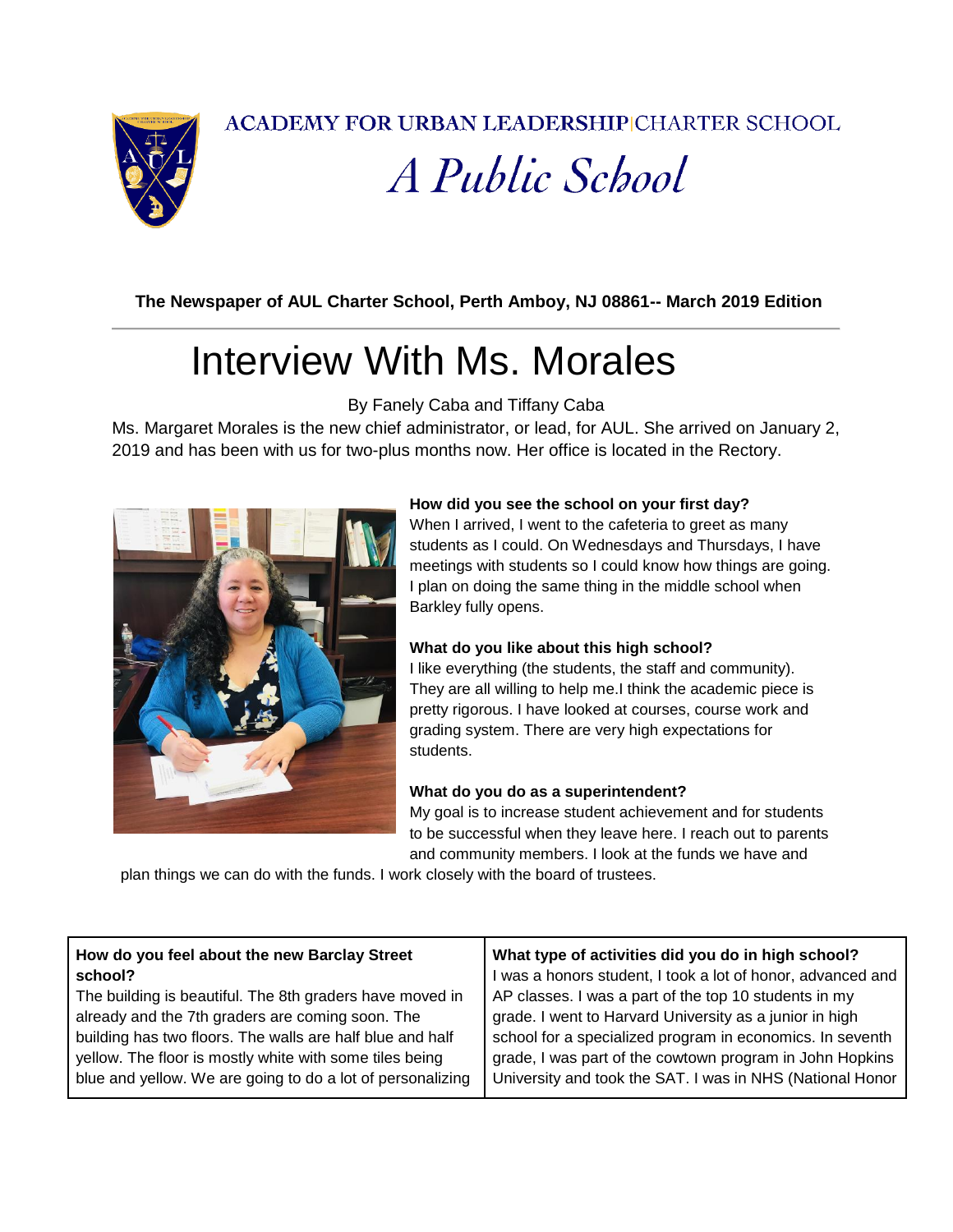ACADEMY FOR URBAN LEADERSHIP | CHARTER SCHOOL

*A Public School*

**The Newspaper of AUL Charter School, Perth Amboy, NJ 08861-- March 2019 Edition**

---

# Interview With Ms. Morales

By Fanely Caba and Tiffany Caba

Ms. Margaret Morales is the new chief administrator, or lead, for AUL. She arrived on January 2, 2019 and has been with us for two-plus months now. Her office is located in the Rectory.

**How did you see the school on your first day?**
When I arrived, I went to the cafeteria to greet as many students as I could. On Wednesdays and Thursdays, I have meetings with students so I could know how things are going. I plan on doing the same thing in the middle school when Barkley fully opens.

**What do you like about this high school?**
I like everything (the students, the staff and community). They are all willing to help me.I think the academic piece is pretty rigorous. I have looked at courses, course work and grading system. There are very high expectations for students.

**What do you do as a superintendent?**
My goal is to increase student achievement and for students to be successful when they leave here. I reach out to parents and community members. I look at the funds we have and plan things we can do with the funds. I work closely with the board of trustees.

**How do you feel about the new Barclay Street school?**
The building is beautiful. The 8th graders have moved in already and the 7th graders are coming soon. The building has two floors. The walls are half blue and half yellow. The floor is mostly white with some tiles being blue and yellow. We are going to do a lot of personalizing

**What type of activities did you do in high school?**
I was a honors student, I took a lot of honor, advanced and AP classes. I was a part of the top 10 students in my grade. I went to Harvard University as a junior in high school for a specialized program in economics. In seventh grade, I was part of the cowtown program in John Hopkins University and took the SAT. I was in NHS (National Honor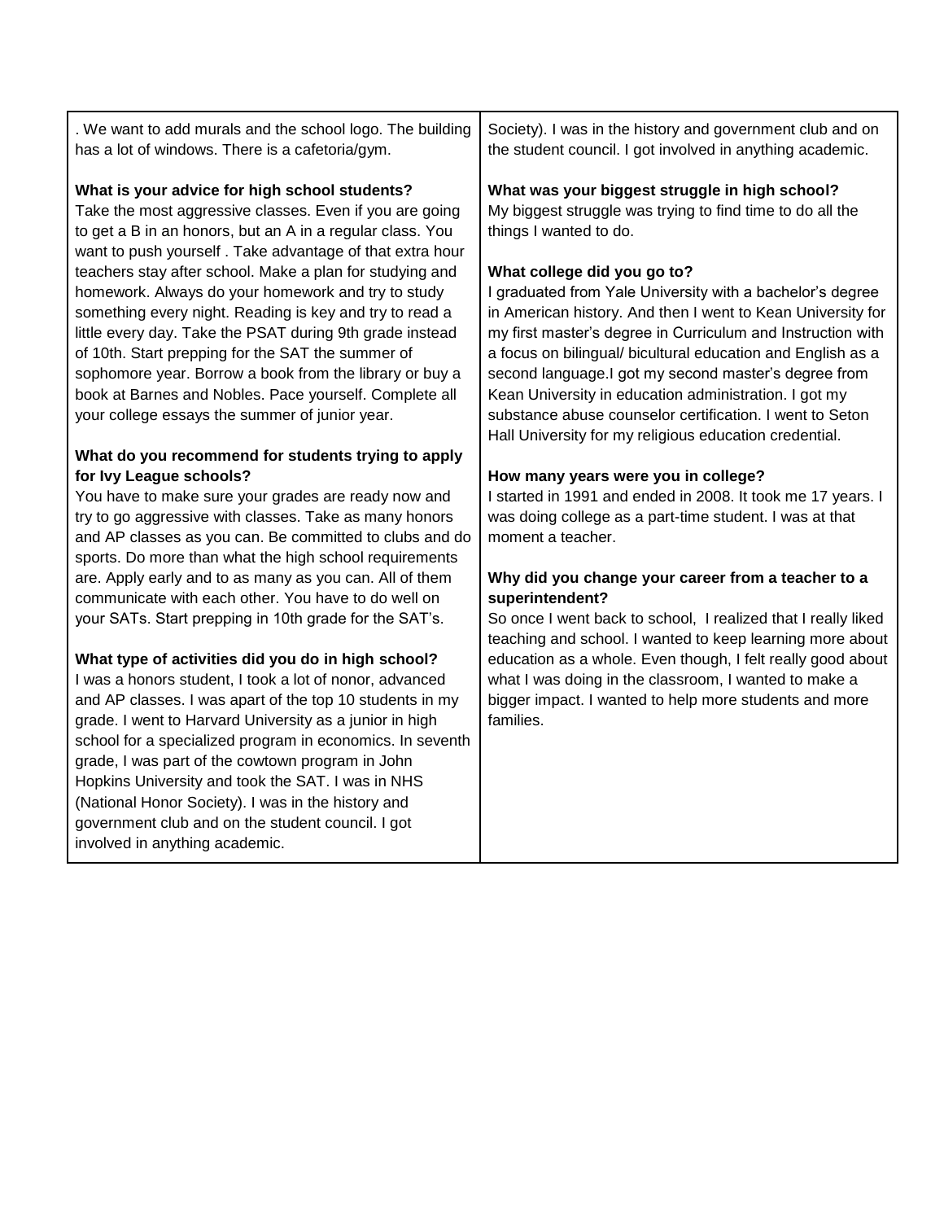. We want to add murals and the school logo. The building has a lot of windows. There is a cafetoria/gym.

**What is your advice for high school students?**

Take the most aggressive classes. Even if you are going to get a B in an honors, but an A in a regular class. You want to push yourself . Take advantage of that extra hour teachers stay after school. Make a plan for studying and homework. Always do your homework and try to study something every night. Reading is key and try to read a little every day. Take the PSAT during 9th grade instead of 10th. Start prepping for the SAT the summer of sophomore year. Borrow a book from the library or buy a book at Barnes and Nobles. Pace yourself. Complete all your college essays the summer of junior year.

**What do you recommend for students trying to apply for Ivy League schools?**

You have to make sure your grades are ready now and try to go aggressive with classes. Take as many honors and AP classes as you can. Be committed to clubs and do sports. Do more than what the high school requirements are. Apply early and to as many as you can. All of them communicate with each other. You have to do well on your SATs. Start prepping in 10th grade for the SAT's.

**What type of activities did you do in high school?**

I was a honors student, I took a lot of nonor, advanced and AP classes. I was apart of the top 10 students in my grade. I went to Harvard University as a junior in high school for a specialized program in economics. In seventh grade, I was part of the cowtown program in John Hopkins University and took the SAT. I was in NHS (National Honor Society). I was in the history and government club and on the student council. I got involved in anything academic.

Society). I was in the history and government club and on the student council. I got involved in anything academic.

**What was your biggest struggle in high school?**

My biggest struggle was trying to find time to do all the things I wanted to do.

**What college did you go to?**

I graduated from Yale University with a bachelor's degree in American history. And then I went to Kean University for my first master's degree in Curriculum and Instruction with a focus on bilingual/ bicultural education and English as a second language.I got my second master's degree from Kean University in education administration. I got my substance abuse counselor certification. I went to Seton Hall University for my religious education credential.

**How many years were you in college?**

I started in 1991 and ended in 2008. It took me 17 years. I was doing college as a part-time student. I was at that moment a teacher.

**Why did you change your career from a teacher to a superintendent?**

So once I went back to school, I realized that I really liked teaching and school. I wanted to keep learning more about education as a whole. Even though, I felt really good about what I was doing in the classroom, I wanted to make a bigger impact. I wanted to help more students and more families.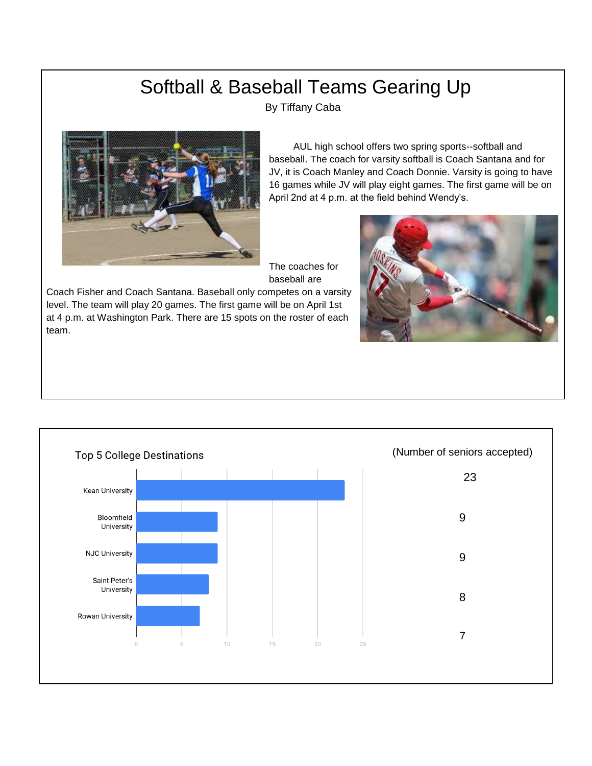# Softball & Baseball Teams Gearing Up

By Tiffany Caba

AUL high school offers two spring sports--softball and baseball. The coach for varsity softball is Coach Santana and for JV, it is Coach Manley and Coach Donnie. Varsity is going to have 16 games while JV will play eight games. The first game will be on April 2nd at 4 p.m. at the field behind Wendy's.

The coaches for baseball are Coach Fisher and Coach Santana. Baseball only competes on a varsity level. The team will play 20 games. The first game will be on April 1st at 4 p.m. at Washington Park. There are 15 spots on the roster of each team.

## Top 5 College Destinations

| College | (Number of seniors accepted) |
| --- | --- |
| Kean University | 23 |
| Bloomfield University | 9 |
| NJC University | 9 |
| Saint Peter's University | 8 |
| Rowan University | 7 |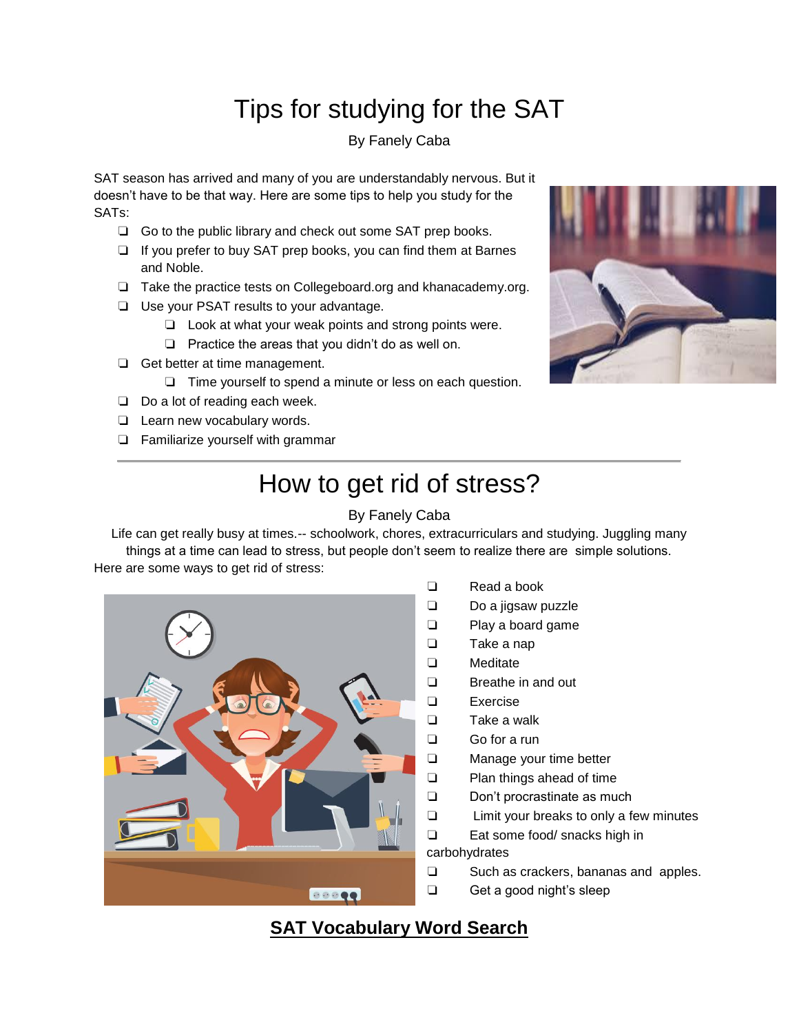# Tips for studying for the SAT

By Fanely Caba

SAT season has arrived and many of you are understandably nervous. But it doesn't have to be that way. Here are some tips to help you study for the SATs:

- Go to the public library and check out some SAT prep books.
- If you prefer to buy SAT prep books, you can find them at Barnes and Noble.
- Take the practice tests on Collegeboard.org and khanacademy.org.
- Use your PSAT results to your advantage.
  - Look at what your weak points and strong points were.
  - Practice the areas that you didn't do as well on.
- Get better at time management.
  - Time yourself to spend a minute or less on each question.
- Do a lot of reading each week.
- Learn new vocabulary words.
- Familiarize yourself with grammar

---

# How to get rid of stress?

By Fanely Caba

Life can get really busy at times.-- schoolwork, chores, extracurriculars and studying. Juggling many things at a time can lead to stress, but people don't seem to realize there are simple solutions. Here are some ways to get rid of stress:

- Read a book
- Do a jigsaw puzzle
- Play a board game
- Take a nap
- Meditate
- Breathe in and out
- Exercise
- Take a walk
- Go for a run
- Manage your time better
- Plan things ahead of time
- Don't procrastinate as much
- Limit your breaks to only a few minutes
- Eat some food/ snacks high in carbohydrates
- Such as crackers, bananas and apples.
- Get a good night's sleep

## SAT Vocabulary Word Search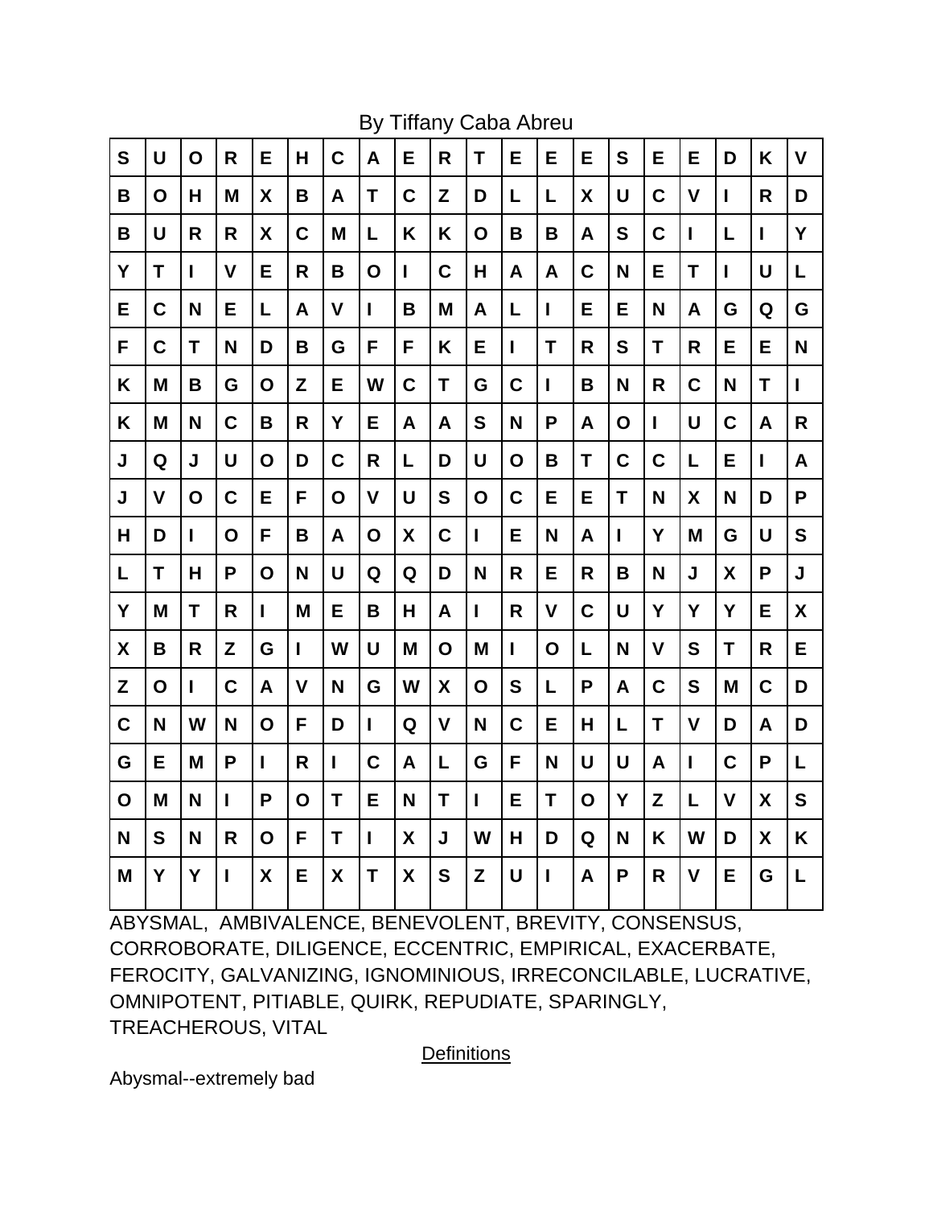By Tiffany Caba Abreu

| S | U | O | R | E | H | C | A | E | R | T | E | E | E | S | E | E | D | K | V |
|---|---|---|---|---|---|---|---|---|---|---|---|---|---|---|---|---|---|---|---|
| B | O | H | M | X | B | A | T | C | Z | D | L | L | X | U | C | V | I | R | D |
| B | U | R | R | X | C | M | L | K | K | O | B | B | A | S | C | I | L | I | Y |
| Y | T | I | V | E | R | B | O | I | C | H | A | A | C | N | E | T | I | U | L |
| E | C | N | E | L | A | V | I | B | M | A | L | I | E | E | N | A | G | Q | G |
| F | C | T | N | D | B | G | F | F | K | E | I | T | R | S | T | R | E | E | N |
| K | M | B | G | O | Z | E | W | C | T | G | C | I | B | N | R | C | N | T | I |
| K | M | N | C | B | R | Y | E | A | A | S | N | P | A | O | I | U | C | A | R |
| J | Q | J | U | O | D | C | R | L | D | U | O | B | T | C | C | L | E | I | A |
| J | V | O | C | E | F | O | V | U | S | O | C | E | E | T | N | X | N | D | P |
| H | D | I | O | F | B | A | O | X | C | I | E | N | A | I | Y | M | G | U | S |
| L | T | H | P | O | N | U | Q | Q | D | N | R | E | R | B | N | J | X | P | J |
| Y | M | T | R | I | M | E | B | H | A | I | R | V | C | U | Y | Y | Y | E | X |
| X | B | R | Z | G | I | W | U | M | O | M | I | O | L | N | V | S | T | R | E |
| Z | O | I | C | A | V | N | G | W | X | O | S | L | P | A | C | S | M | C | D |
| C | N | W | N | O | F | D | I | Q | V | N | C | E | H | L | T | V | D | A | D |
| G | E | M | P | I | R | I | C | A | L | G | F | N | U | U | A | I | C | P | L |
| O | M | N | I | P | O | T | E | N | T | I | E | T | O | Y | Z | L | V | X | S |
| N | S | N | R | O | F | T | I | X | J | W | H | D | Q | N | K | W | D | X | K |
| M | Y | Y | I | X | E | X | T | X | S | Z | U | I | A | P | R | V | E | G | L |

ABYSMAL, AMBIVALENCE, BENEVOLENT, BREVITY, CONSENSUS, CORROBORATE, DILIGENCE, ECCENTRIC, EMPIRICAL, EXACERBATE, FEROCITY, GALVANIZING, IGNOMINIOUS, IRRECONCILABLE, LUCRATIVE, OMNIPOTENT, PITIABLE, QUIRK, REPUDIATE, SPARINGLY, TREACHEROUS, VITAL

Definitions

Abysmal--extremely bad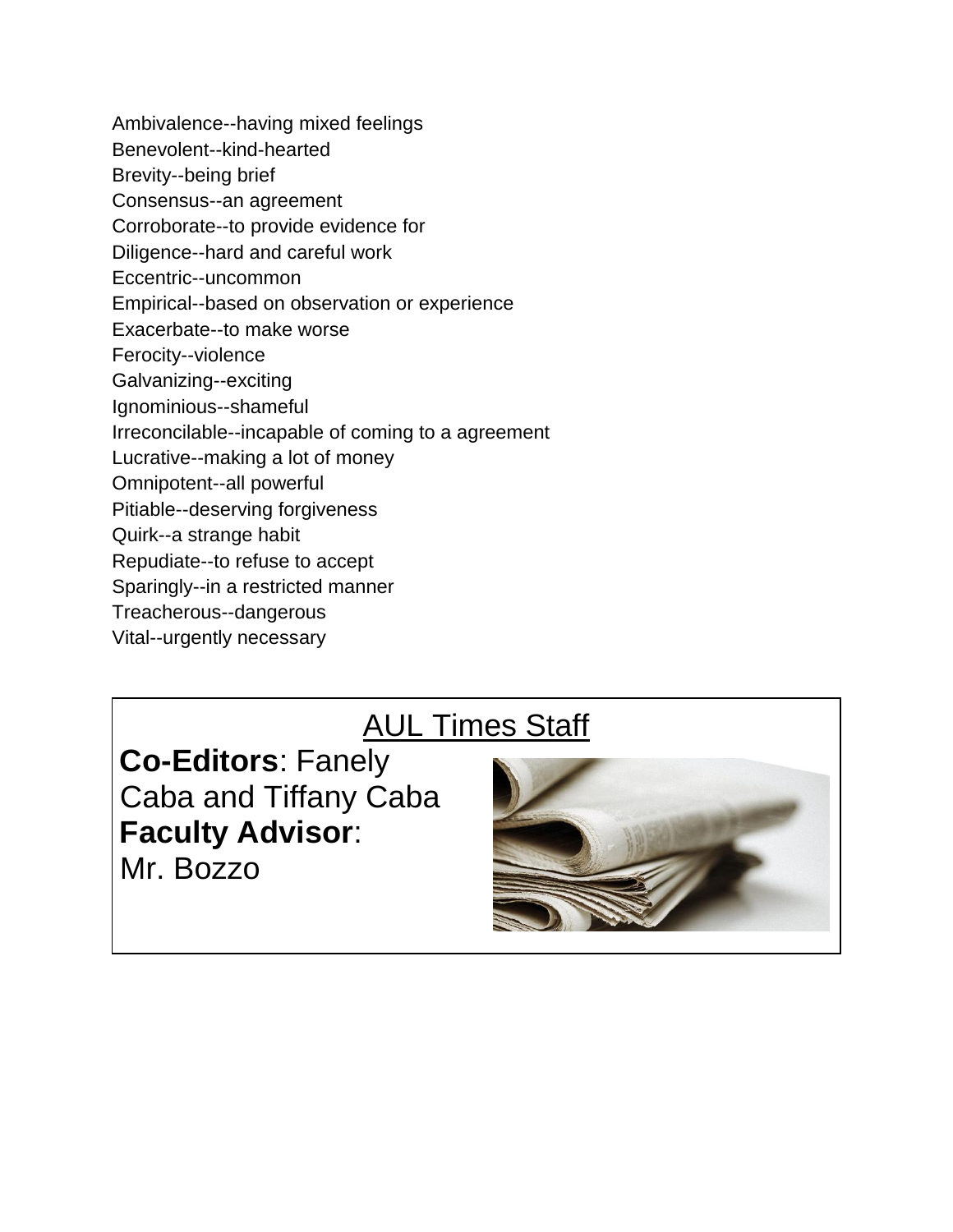Ambivalence--having mixed feelings
Benevolent--kind-hearted
Brevity--being brief
Consensus--an agreement
Corroborate--to provide evidence for
Diligence--hard and careful work
Eccentric--uncommon
Empirical--based on observation or experience
Exacerbate--to make worse
Ferocity--violence
Galvanizing--exciting
Ignominious--shameful
Irreconcilable--incapable of coming to a agreement
Lucrative--making a lot of money
Omnipotent--all powerful
Pitiable--deserving forgiveness
Quirk--a strange habit
Repudiate--to refuse to accept
Sparingly--in a restricted manner
Treacherous--dangerous
Vital--urgently necessary

## AUL Times Staff

**Co-Editors**: Fanely Caba and Tiffany Caba
**Faculty Advisor**: Mr. Bozzo